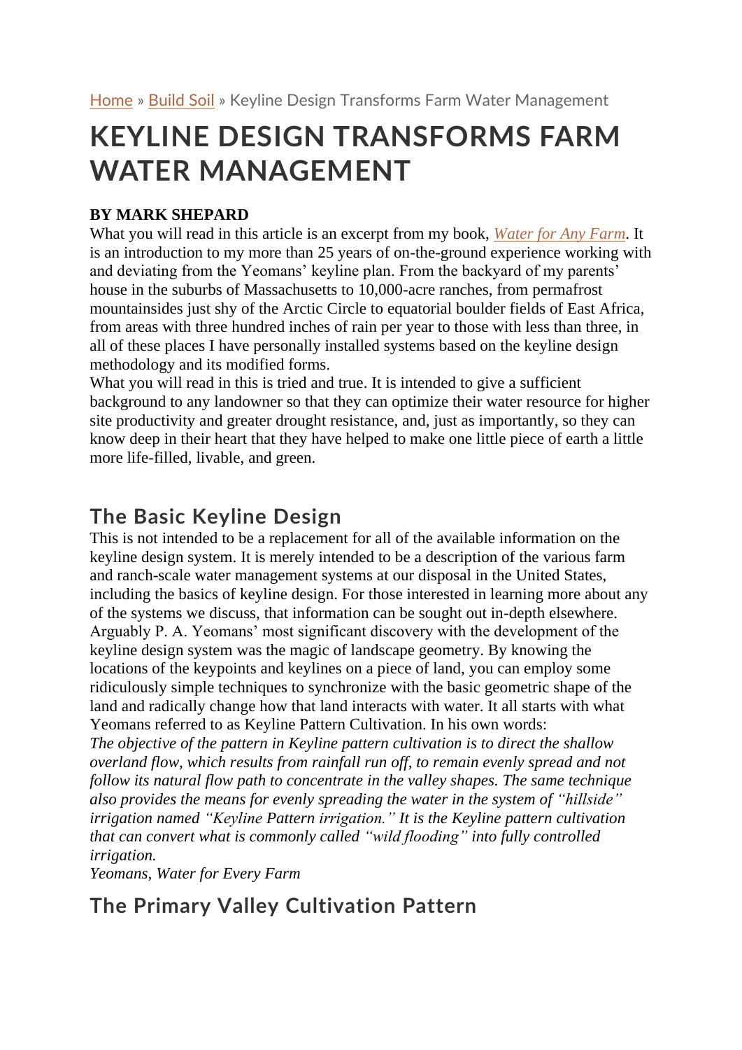[Home](#) » [Build Soil](#) » Keyline Design Transforms Farm Water Management

# KEYLINE DESIGN TRANSFORMS FARM WATER MANAGEMENT

**BY MARK SHEPARD**

What you will read in this article is an excerpt from my book, *[Water for Any Farm](#)*. It is an introduction to my more than 25 years of on-the-ground experience working with and deviating from the Yeomans' keyline plan. From the backyard of my parents' house in the suburbs of Massachusetts to 10,000-acre ranches, from permafrost mountainsides just shy of the Arctic Circle to equatorial boulder fields of East Africa, from areas with three hundred inches of rain per year to those with less than three, in all of these places I have personally installed systems based on the keyline design methodology and its modified forms.

What you will read in this is tried and true. It is intended to give a sufficient background to any landowner so that they can optimize their water resource for higher site productivity and greater drought resistance, and, just as importantly, so they can know deep in their heart that they have helped to make one little piece of earth a little more life-filled, livable, and green.

## The Basic Keyline Design

This is not intended to be a replacement for all of the available information on the keyline design system. It is merely intended to be a description of the various farm and ranch-scale water management systems at our disposal in the United States, including the basics of keyline design. For those interested in learning more about any of the systems we discuss, that information can be sought out in-depth elsewhere.

Arguably P. A. Yeomans' most significant discovery with the development of the keyline design system was the magic of landscape geometry. By knowing the locations of the keypoints and keylines on a piece of land, you can employ some ridiculously simple techniques to synchronize with the basic geometric shape of the land and radically change how that land interacts with water. It all starts with what Yeomans referred to as Keyline Pattern Cultivation. In his own words:

*The objective of the pattern in Keyline pattern cultivation is to direct the shallow overland flow, which results from rainfall run off, to remain evenly spread and not follow its natural flow path to concentrate in the valley shapes. The same technique also provides the means for evenly spreading the water in the system of "hillside" irrigation named "Keyline* Pattern *irrigation." It is the Keyline pattern cultivation that can convert what is commonly called "wild flooding" into fully controlled irrigation.*

*Yeomans, Water for Every Farm*

## The Primary Valley Cultivation Pattern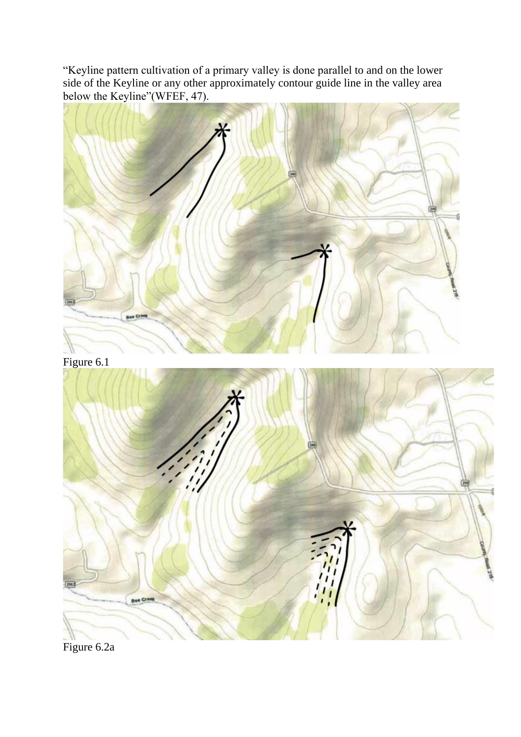"Keyline pattern cultivation of a primary valley is done parallel to and on the lower side of the Keyline or any other approximately contour guide line in the valley area below the Keyline"(WFEF, 47).

Figure 6.1

Figure 6.2a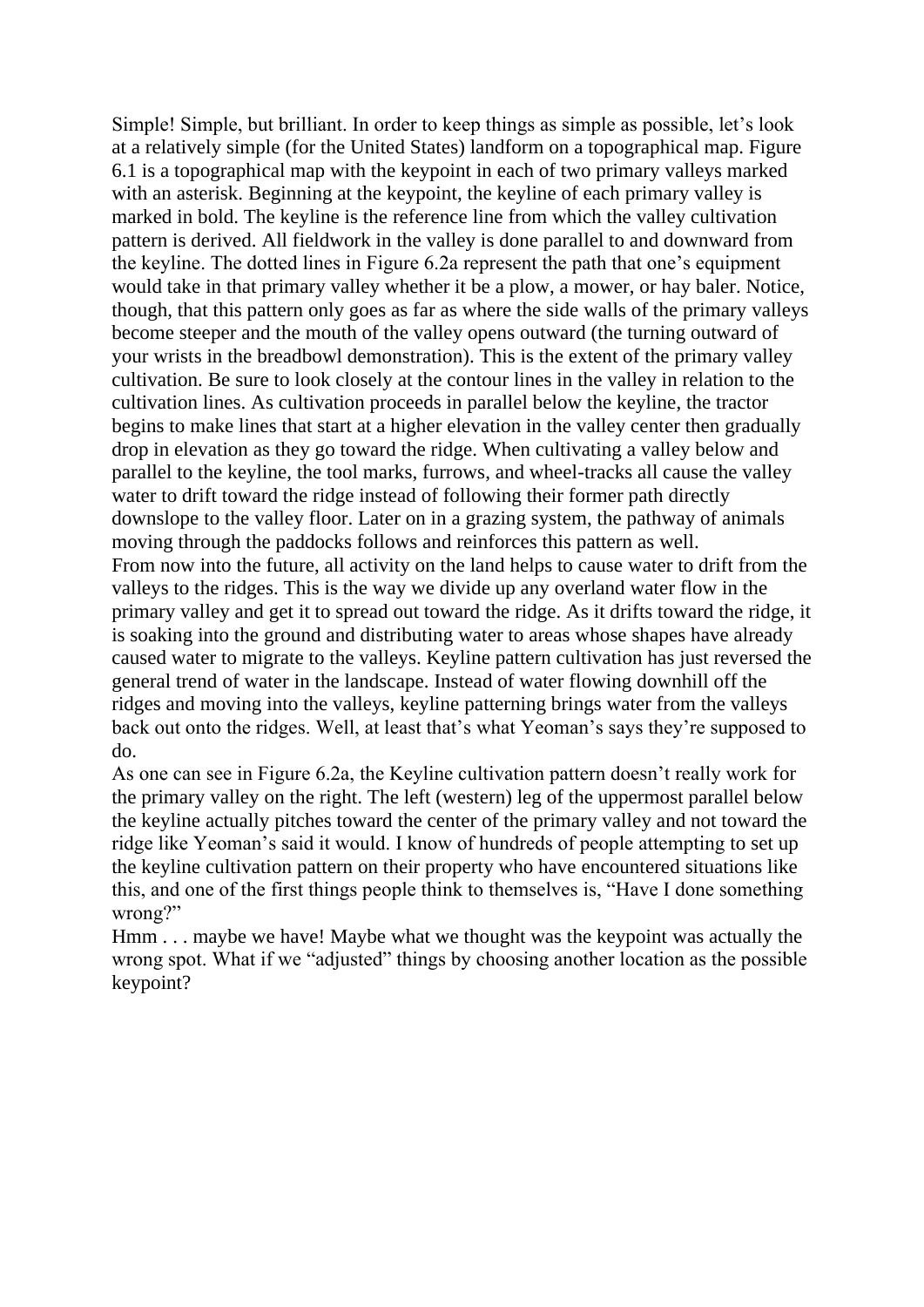Simple! Simple, but brilliant. In order to keep things as simple as possible, let's look at a relatively simple (for the United States) landform on a topographical map. Figure 6.1 is a topographical map with the keypoint in each of two primary valleys marked with an asterisk. Beginning at the keypoint, the keyline of each primary valley is marked in bold. The keyline is the reference line from which the valley cultivation pattern is derived. All fieldwork in the valley is done parallel to and downward from the keyline. The dotted lines in Figure 6.2a represent the path that one's equipment would take in that primary valley whether it be a plow, a mower, or hay baler. Notice, though, that this pattern only goes as far as where the side walls of the primary valleys become steeper and the mouth of the valley opens outward (the turning outward of your wrists in the breadbowl demonstration). This is the extent of the primary valley cultivation. Be sure to look closely at the contour lines in the valley in relation to the cultivation lines. As cultivation proceeds in parallel below the keyline, the tractor begins to make lines that start at a higher elevation in the valley center then gradually drop in elevation as they go toward the ridge. When cultivating a valley below and parallel to the keyline, the tool marks, furrows, and wheel-tracks all cause the valley water to drift toward the ridge instead of following their former path directly downslope to the valley floor. Later on in a grazing system, the pathway of animals moving through the paddocks follows and reinforces this pattern as well.

From now into the future, all activity on the land helps to cause water to drift from the valleys to the ridges. This is the way we divide up any overland water flow in the primary valley and get it to spread out toward the ridge. As it drifts toward the ridge, it is soaking into the ground and distributing water to areas whose shapes have already caused water to migrate to the valleys. Keyline pattern cultivation has just reversed the general trend of water in the landscape. Instead of water flowing downhill off the ridges and moving into the valleys, keyline patterning brings water from the valleys back out onto the ridges. Well, at least that's what Yeoman's says they're supposed to do.

As one can see in Figure 6.2a, the Keyline cultivation pattern doesn't really work for the primary valley on the right. The left (western) leg of the uppermost parallel below the keyline actually pitches toward the center of the primary valley and not toward the ridge like Yeoman's said it would. I know of hundreds of people attempting to set up the keyline cultivation pattern on their property who have encountered situations like this, and one of the first things people think to themselves is, "Have I done something wrong?"

Hmm . . . maybe we have! Maybe what we thought was the keypoint was actually the wrong spot. What if we "adjusted" things by choosing another location as the possible keypoint?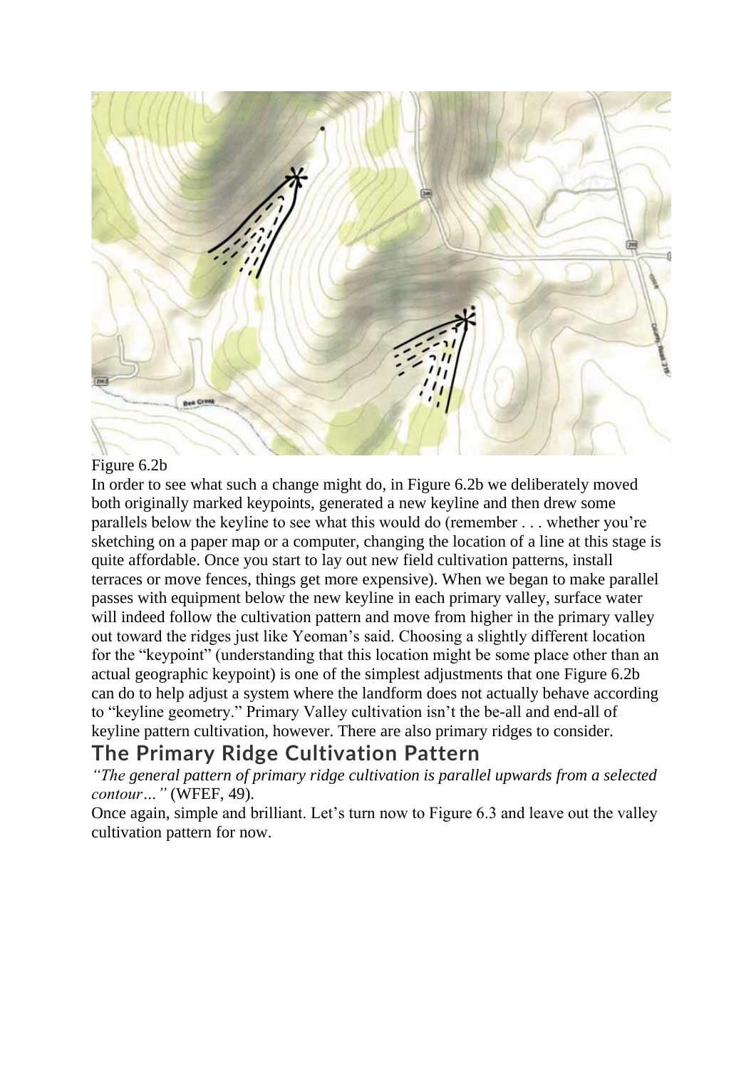Figure 6.2b

In order to see what such a change might do, in Figure 6.2b we deliberately moved both originally marked keypoints, generated a new keyline and then drew some parallels below the keyline to see what this would do (remember . . . whether you're sketching on a paper map or a computer, changing the location of a line at this stage is quite affordable. Once you start to lay out new field cultivation patterns, install terraces or move fences, things get more expensive). When we began to make parallel passes with equipment below the new keyline in each primary valley, surface water will indeed follow the cultivation pattern and move from higher in the primary valley out toward the ridges just like Yeoman's said. Choosing a slightly different location for the "keypoint" (understanding that this location might be some place other than an actual geographic keypoint) is one of the simplest adjustments that one Figure 6.2b can do to help adjust a system where the landform does not actually behave according to "keyline geometry." Primary Valley cultivation isn't the be-all and end-all of keyline pattern cultivation, however. There are also primary ridges to consider.

## The Primary Ridge Cultivation Pattern

*"The general pattern of primary ridge cultivation is parallel upwards from a selected contour…"* (WFEF, 49).

Once again, simple and brilliant. Let's turn now to Figure 6.3 and leave out the valley cultivation pattern for now.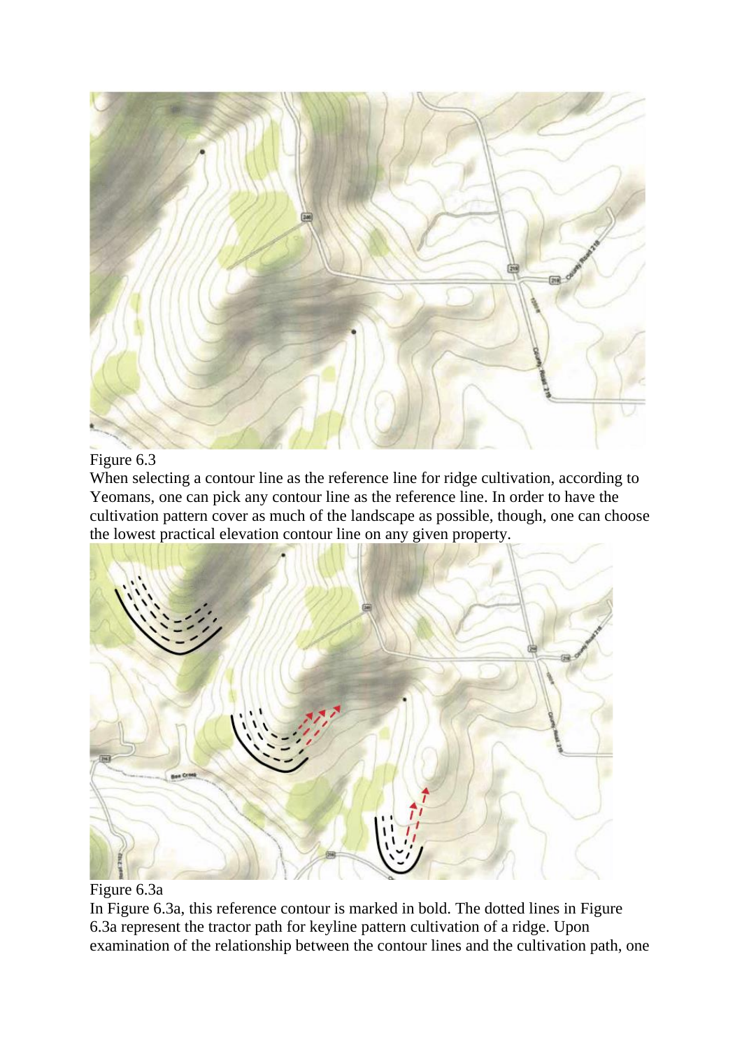Figure 6.3

When selecting a contour line as the reference line for ridge cultivation, according to Yeomans, one can pick any contour line as the reference line. In order to have the cultivation pattern cover as much of the landscape as possible, though, one can choose the lowest practical elevation contour line on any given property.

Figure 6.3a

In Figure 6.3a, this reference contour is marked in bold. The dotted lines in Figure 6.3a represent the tractor path for keyline pattern cultivation of a ridge. Upon examination of the relationship between the contour lines and the cultivation path, one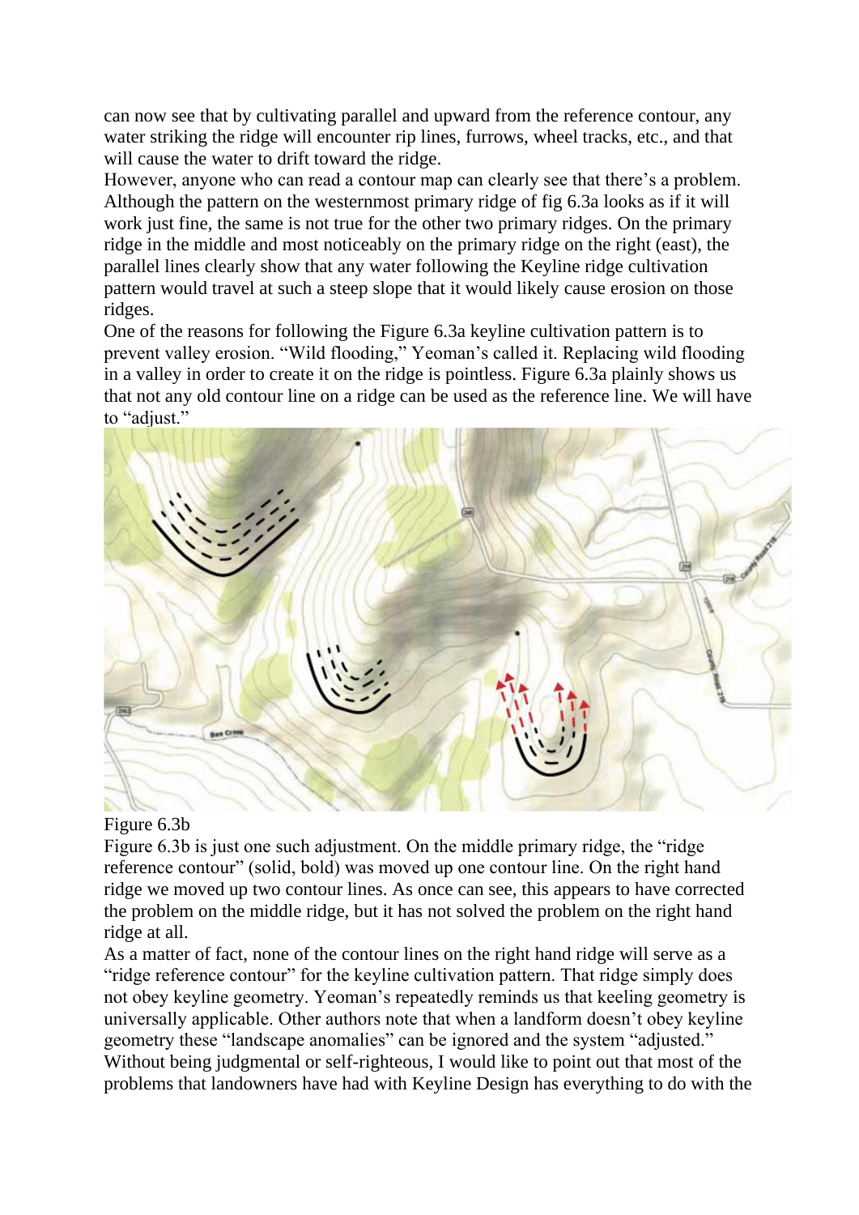can now see that by cultivating parallel and upward from the reference contour, any water striking the ridge will encounter rip lines, furrows, wheel tracks, etc., and that will cause the water to drift toward the ridge.

However, anyone who can read a contour map can clearly see that there's a problem. Although the pattern on the westernmost primary ridge of fig 6.3a looks as if it will work just fine, the same is not true for the other two primary ridges. On the primary ridge in the middle and most noticeably on the primary ridge on the right (east), the parallel lines clearly show that any water following the Keyline ridge cultivation pattern would travel at such a steep slope that it would likely cause erosion on those ridges.

One of the reasons for following the Figure 6.3a keyline cultivation pattern is to prevent valley erosion. "Wild flooding," Yeoman's called it. Replacing wild flooding in a valley in order to create it on the ridge is pointless. Figure 6.3a plainly shows us that not any old contour line on a ridge can be used as the reference line. We will have to "adjust."

Figure 6.3b

Figure 6.3b is just one such adjustment. On the middle primary ridge, the "ridge reference contour" (solid, bold) was moved up one contour line. On the right hand ridge we moved up two contour lines. As once can see, this appears to have corrected the problem on the middle ridge, but it has not solved the problem on the right hand ridge at all.

As a matter of fact, none of the contour lines on the right hand ridge will serve as a "ridge reference contour" for the keyline cultivation pattern. That ridge simply does not obey keyline geometry. Yeoman's repeatedly reminds us that keeling geometry is universally applicable. Other authors note that when a landform doesn't obey keyline geometry these "landscape anomalies" can be ignored and the system "adjusted." Without being judgmental or self-righteous, I would like to point out that most of the problems that landowners have had with Keyline Design has everything to do with the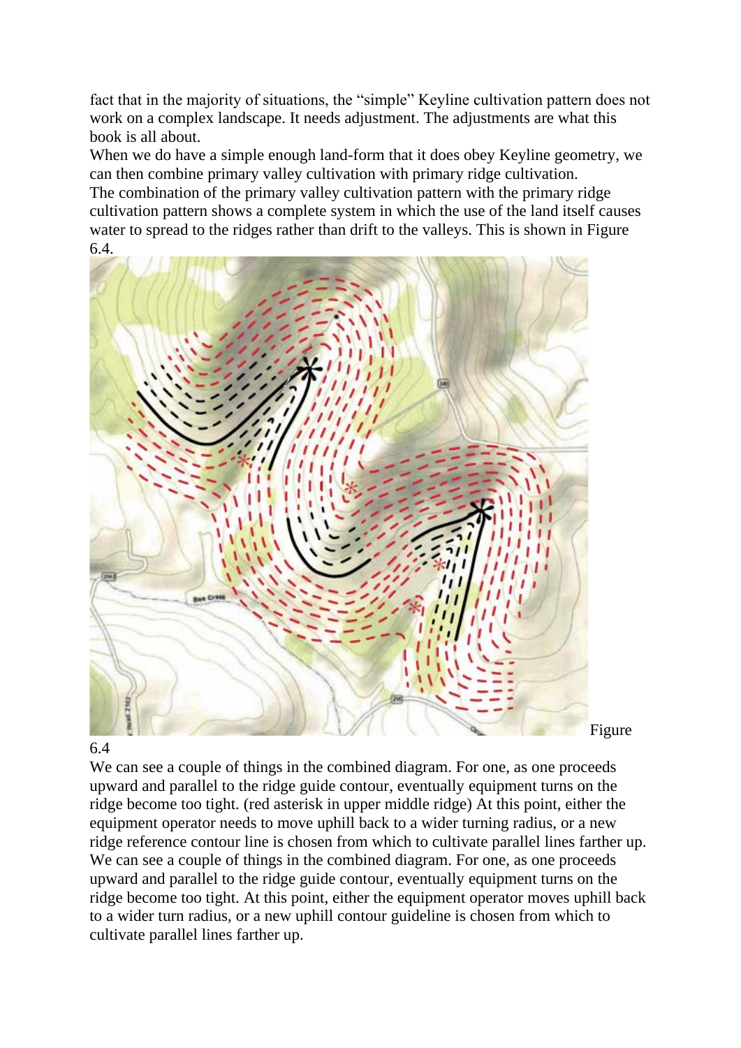fact that in the majority of situations, the "simple" Keyline cultivation pattern does not work on a complex landscape. It needs adjustment. The adjustments are what this book is all about.

When we do have a simple enough land-form that it does obey Keyline geometry, we can then combine primary valley cultivation with primary ridge cultivation.

The combination of the primary valley cultivation pattern with the primary ridge cultivation pattern shows a complete system in which the use of the land itself causes water to spread to the ridges rather than drift to the valleys. This is shown in Figure 6.4.

Figure 6.4

We can see a couple of things in the combined diagram. For one, as one proceeds upward and parallel to the ridge guide contour, eventually equipment turns on the ridge become too tight. (red asterisk in upper middle ridge) At this point, either the equipment operator needs to move uphill back to a wider turning radius, or a new ridge reference contour line is chosen from which to cultivate parallel lines farther up. We can see a couple of things in the combined diagram. For one, as one proceeds upward and parallel to the ridge guide contour, eventually equipment turns on the ridge become too tight. At this point, either the equipment operator moves uphill back to a wider turn radius, or a new uphill contour guideline is chosen from which to cultivate parallel lines farther up.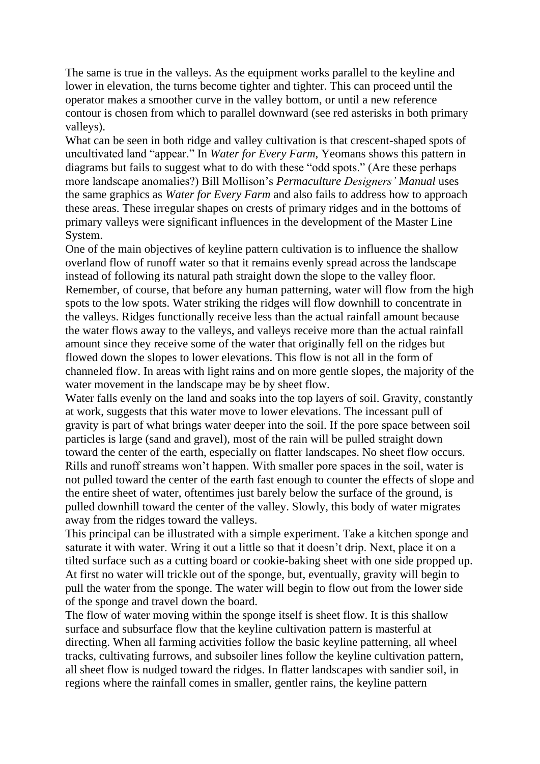The same is true in the valleys. As the equipment works parallel to the keyline and lower in elevation, the turns become tighter and tighter. This can proceed until the operator makes a smoother curve in the valley bottom, or until a new reference contour is chosen from which to parallel downward (see red asterisks in both primary valleys).

What can be seen in both ridge and valley cultivation is that crescent-shaped spots of uncultivated land "appear." In *Water for Every Farm*, Yeomans shows this pattern in diagrams but fails to suggest what to do with these "odd spots." (Are these perhaps more landscape anomalies?) Bill Mollison's *Permaculture Designers' Manual* uses the same graphics as *Water for Every Farm* and also fails to address how to approach these areas. These irregular shapes on crests of primary ridges and in the bottoms of primary valleys were significant influences in the development of the Master Line System.

One of the main objectives of keyline pattern cultivation is to influence the shallow overland flow of runoff water so that it remains evenly spread across the landscape instead of following its natural path straight down the slope to the valley floor. Remember, of course, that before any human patterning, water will flow from the high spots to the low spots. Water striking the ridges will flow downhill to concentrate in the valleys. Ridges functionally receive less than the actual rainfall amount because the water flows away to the valleys, and valleys receive more than the actual rainfall amount since they receive some of the water that originally fell on the ridges but flowed down the slopes to lower elevations. This flow is not all in the form of channeled flow. In areas with light rains and on more gentle slopes, the majority of the water movement in the landscape may be by sheet flow.

Water falls evenly on the land and soaks into the top layers of soil. Gravity, constantly at work, suggests that this water move to lower elevations. The incessant pull of gravity is part of what brings water deeper into the soil. If the pore space between soil particles is large (sand and gravel), most of the rain will be pulled straight down toward the center of the earth, especially on flatter landscapes. No sheet flow occurs. Rills and runoff streams won't happen. With smaller pore spaces in the soil, water is not pulled toward the center of the earth fast enough to counter the effects of slope and the entire sheet of water, oftentimes just barely below the surface of the ground, is pulled downhill toward the center of the valley. Slowly, this body of water migrates away from the ridges toward the valleys.

This principal can be illustrated with a simple experiment. Take a kitchen sponge and saturate it with water. Wring it out a little so that it doesn't drip. Next, place it on a tilted surface such as a cutting board or cookie-baking sheet with one side propped up. At first no water will trickle out of the sponge, but, eventually, gravity will begin to pull the water from the sponge. The water will begin to flow out from the lower side of the sponge and travel down the board.

The flow of water moving within the sponge itself is sheet flow. It is this shallow surface and subsurface flow that the keyline cultivation pattern is masterful at directing. When all farming activities follow the basic keyline patterning, all wheel tracks, cultivating furrows, and subsoiler lines follow the keyline cultivation pattern, all sheet flow is nudged toward the ridges. In flatter landscapes with sandier soil, in regions where the rainfall comes in smaller, gentler rains, the keyline pattern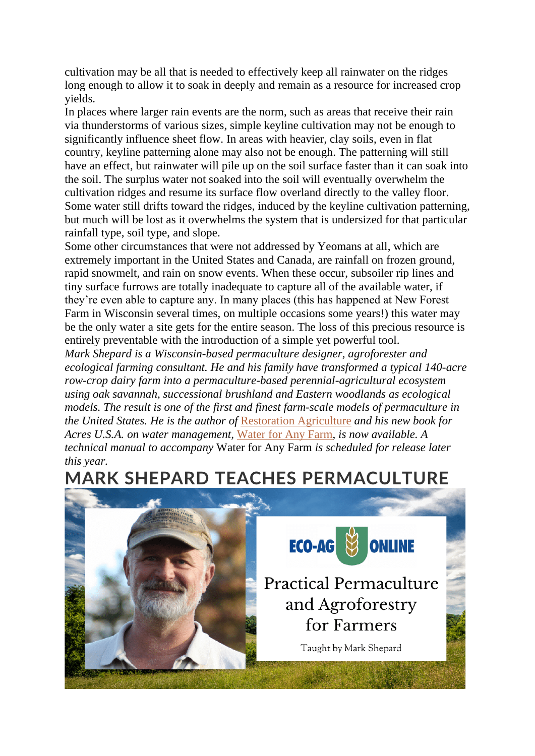cultivation may be all that is needed to effectively keep all rainwater on the ridges long enough to allow it to soak in deeply and remain as a resource for increased crop yields.

In places where larger rain events are the norm, such as areas that receive their rain via thunderstorms of various sizes, simple keyline cultivation may not be enough to significantly influence sheet flow. In areas with heavier, clay soils, even in flat country, keyline patterning alone may also not be enough. The patterning will still have an effect, but rainwater will pile up on the soil surface faster than it can soak into the soil. The surplus water not soaked into the soil will eventually overwhelm the cultivation ridges and resume its surface flow overland directly to the valley floor. Some water still drifts toward the ridges, induced by the keyline cultivation patterning, but much will be lost as it overwhelms the system that is undersized for that particular rainfall type, soil type, and slope.

Some other circumstances that were not addressed by Yeomans at all, which are extremely important in the United States and Canada, are rainfall on frozen ground, rapid snowmelt, and rain on snow events. When these occur, subsoiler rip lines and tiny surface furrows are totally inadequate to capture all of the available water, if they're even able to capture any. In many places (this has happened at New Forest Farm in Wisconsin several times, on multiple occasions some years!) this water may be the only water a site gets for the entire season. The loss of this precious resource is entirely preventable with the introduction of a simple yet powerful tool.

*Mark Shepard is a Wisconsin-based permaculture designer, agroforester and ecological farming consultant. He and his family have transformed a typical 140-acre row-crop dairy farm into a permaculture-based perennial-agricultural ecosystem using oak savannah, successional brushland and Eastern woodlands as ecological models. The result is one of the first and finest farm-scale models of permaculture in the United States. He is the author of* Restoration Agriculture *and his new book for Acres U.S.A. on water management,* Water for Any Farm*, is now available. A technical manual to accompany* Water for Any Farm *is scheduled for release later this year.*

## MARK SHEPARD TEACHES PERMACULTURE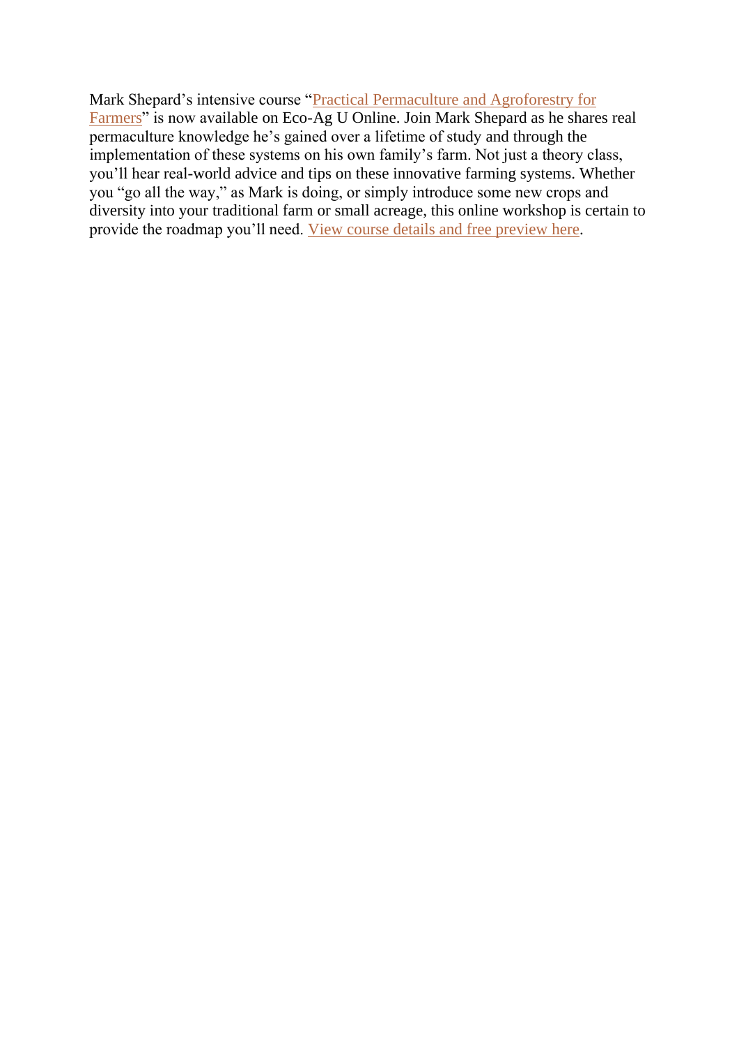Mark Shepard's intensive course "Practical Permaculture and Agroforestry for Farmers" is now available on Eco-Ag U Online. Join Mark Shepard as he shares real permaculture knowledge he's gained over a lifetime of study and through the implementation of these systems on his own family's farm. Not just a theory class, you'll hear real-world advice and tips on these innovative farming systems. Whether you "go all the way," as Mark is doing, or simply introduce some new crops and diversity into your traditional farm or small acreage, this online workshop is certain to provide the roadmap you'll need. View course details and free preview here.